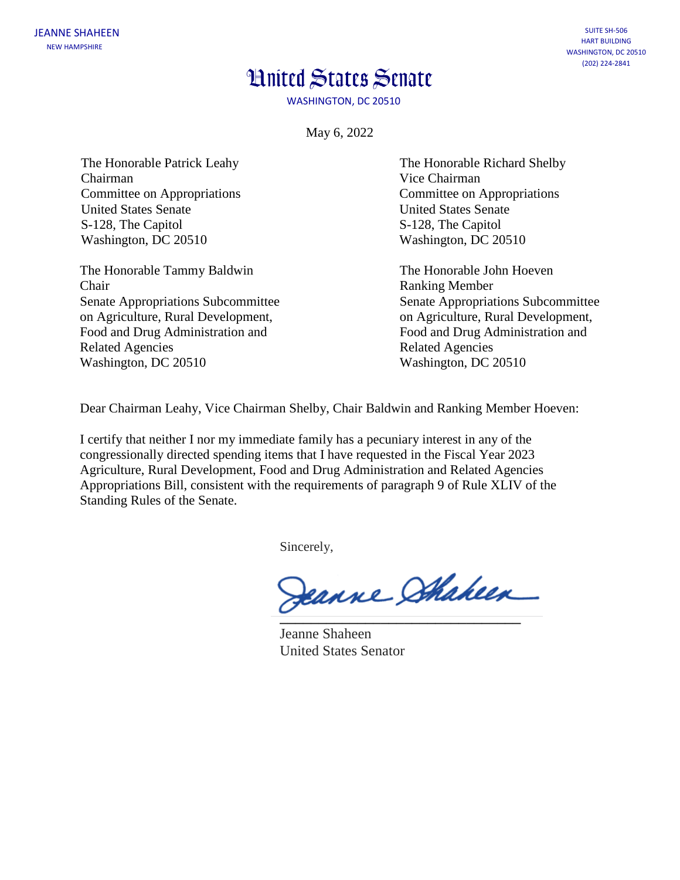JEANNE SHAHEEN
NEW HAMPSHIRE

SUITE SH-506
HART BUILDING
WASHINGTON, DC 20510
(202) 224-2841

# United States Senate

WASHINGTON, DC 20510

May 6, 2022

The Honorable Patrick Leahy
Chairman
Committee on Appropriations
United States Senate
S-128, The Capitol
Washington, DC 20510

The Honorable Richard Shelby
Vice Chairman
Committee on Appropriations
United States Senate
S-128, The Capitol
Washington, DC 20510

The Honorable Tammy Baldwin
Chair
Senate Appropriations Subcommittee
on Agriculture, Rural Development,
Food and Drug Administration and
Related Agencies
Washington, DC 20510

The Honorable John Hoeven
Ranking Member
Senate Appropriations Subcommittee
on Agriculture, Rural Development,
Food and Drug Administration and
Related Agencies
Washington, DC 20510

Dear Chairman Leahy, Vice Chairman Shelby, Chair Baldwin and Ranking Member Hoeven:

I certify that neither I nor my immediate family has a pecuniary interest in any of the congressionally directed spending items that I have requested in the Fiscal Year 2023 Agriculture, Rural Development, Food and Drug Administration and Related Agencies Appropriations Bill, consistent with the requirements of paragraph 9 of Rule XLIV of the Standing Rules of the Senate.

Sincerely,

Jeanne Shaheen

Jeanne Shaheen
United States Senator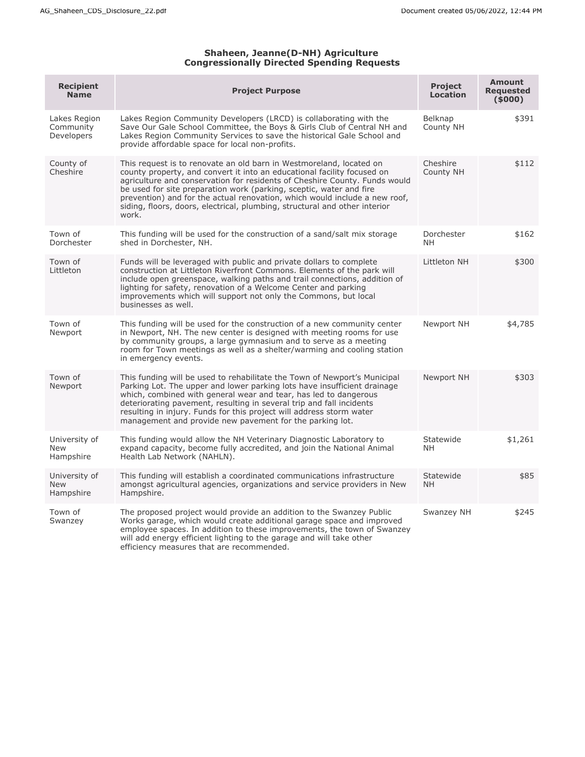### Shaheen, Jeanne(D-NH) Agriculture Congressionally Directed Spending Requests

| Recipient Name | Project Purpose | Project Location | Amount Requested ($000) |
|---|---|---|---|
| Lakes Region Community Developers | Lakes Region Community Developers (LRCD) is collaborating with the Save Our Gale School Committee, the Boys & Girls Club of Central NH and Lakes Region Community Services to save the historical Gale School and provide affordable space for local non-profits. | Belknap County NH | $391 |
| County of Cheshire | This request is to renovate an old barn in Westmoreland, located on county property, and convert it into an educational facility focused on agriculture and conservation for residents of Cheshire County. Funds would be used for site preparation work (parking, sceptic, water and fire prevention) and for the actual renovation, which would include a new roof, siding, floors, doors, electrical, plumbing, structural and other interior work. | Cheshire County NH | $112 |
| Town of Dorchester | This funding will be used for the construction of a sand/salt mix storage shed in Dorchester, NH. | Dorchester NH | $162 |
| Town of Littleton | Funds will be leveraged with public and private dollars to complete construction at Littleton Riverfront Commons. Elements of the park will include open greenspace, walking paths and trail connections, addition of lighting for safety, renovation of a Welcome Center and parking improvements which will support not only the Commons, but local businesses as well. | Littleton NH | $300 |
| Town of Newport | This funding will be used for the construction of a new community center in Newport, NH. The new center is designed with meeting rooms for use by community groups, a large gymnasium and to serve as a meeting room for Town meetings as well as a shelter/warming and cooling station in emergency events. | Newport NH | $4,785 |
| Town of Newport | This funding will be used to rehabilitate the Town of Newport's Municipal Parking Lot. The upper and lower parking lots have insufficient drainage which, combined with general wear and tear, has led to dangerous deteriorating pavement, resulting in several trip and fall incidents resulting in injury. Funds for this project will address storm water management and provide new pavement for the parking lot. | Newport NH | $303 |
| University of New Hampshire | This funding would allow the NH Veterinary Diagnostic Laboratory to expand capacity, become fully accredited, and join the National Animal Health Lab Network (NAHLN). | Statewide NH | $1,261 |
| University of New Hampshire | This funding will establish a coordinated communications infrastructure amongst agricultural agencies, organizations and service providers in New Hampshire. | Statewide NH | $85 |
| Town of Swanzey | The proposed project would provide an addition to the Swanzey Public Works garage, which would create additional garage space and improved employee spaces. In addition to these improvements, the town of Swanzey will add energy efficient lighting to the garage and will take other efficiency measures that are recommended. | Swanzey NH | $245 |